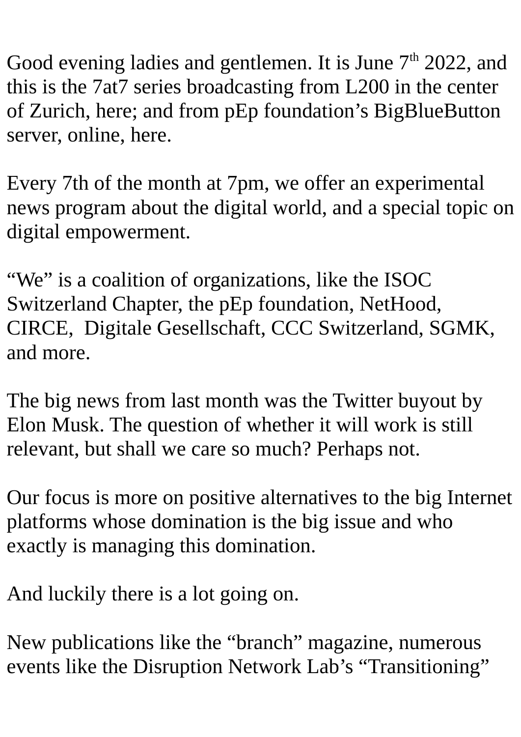Good evening ladies and gentlemen. It is June 7th 2022, and this is the 7at7 series broadcasting from L200 in the center of Zurich, here; and from pEp foundation's BigBlueButton server, online, here.

Every 7th of the month at 7pm, we offer an experimental news program about the digital world, and a special topic on digital empowerment.

"We" is a coalition of organizations, like the ISOC Switzerland Chapter, the pEp foundation, NetHood, CIRCE,  Digitale Gesellschaft, CCC Switzerland, SGMK, and more.

The big news from last month was the Twitter buyout by Elon Musk. The question of whether it will work is still relevant, but shall we care so much? Perhaps not.

Our focus is more on positive alternatives to the big Internet platforms whose domination is the big issue and who exactly is managing this domination.

And luckily there is a lot going on.

New publications like the "branch" magazine, numerous events like the Disruption Network Lab's "Transitioning"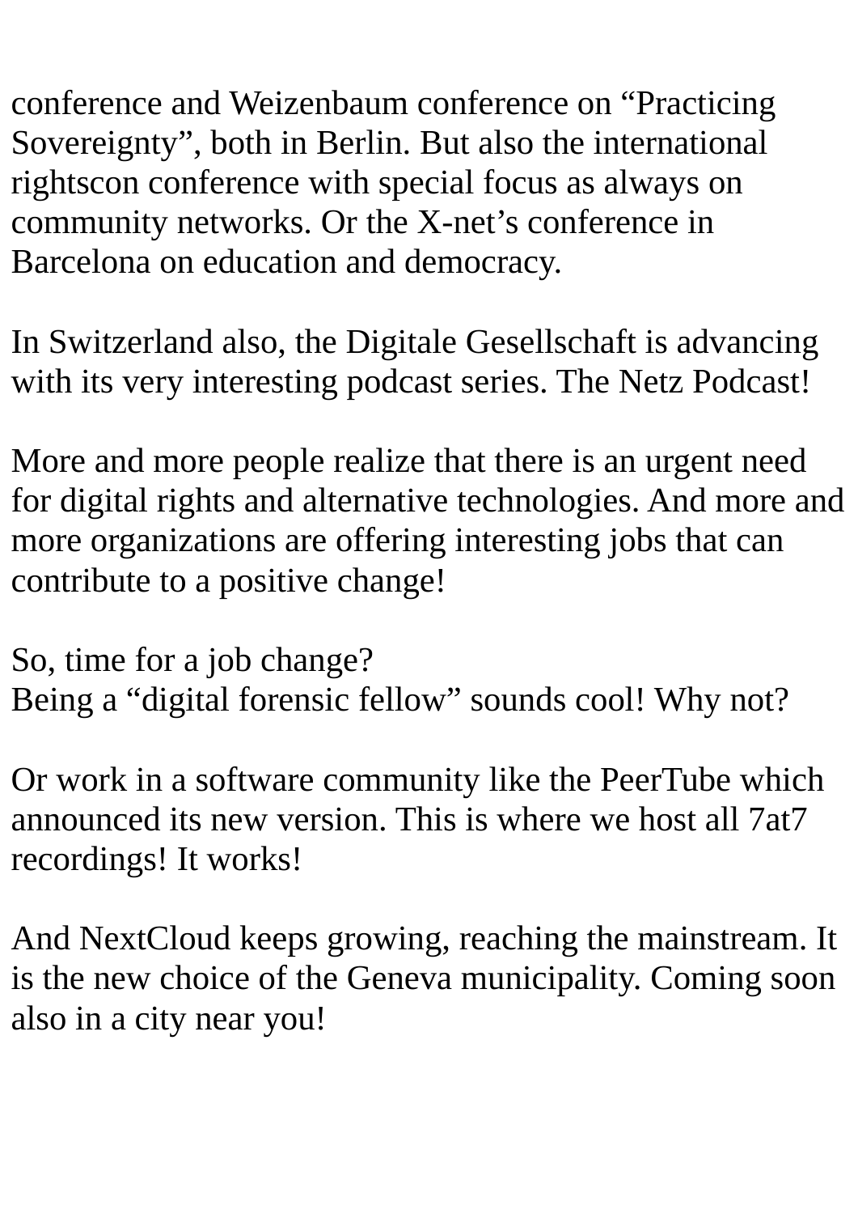conference and Weizenbaum conference on “Practicing Sovereignty”, both in Berlin. But also the international rightscon conference with special focus as always on community networks. Or the X-net’s conference in Barcelona on education and democracy.

In Switzerland also, the Digitale Gesellschaft is advancing with its very interesting podcast series. The Netz Podcast!

More and more people realize that there is an urgent need for digital rights and alternative technologies. And more and more organizations are offering interesting jobs that can contribute to a positive change!

So, time for a job change?
Being a “digital forensic fellow” sounds cool! Why not?

Or work in a software community like the PeerTube which announced its new version. This is where we host all 7at7 recordings! It works!

And NextCloud keeps growing, reaching the mainstream. It is the new choice of the Geneva municipality. Coming soon also in a city near you!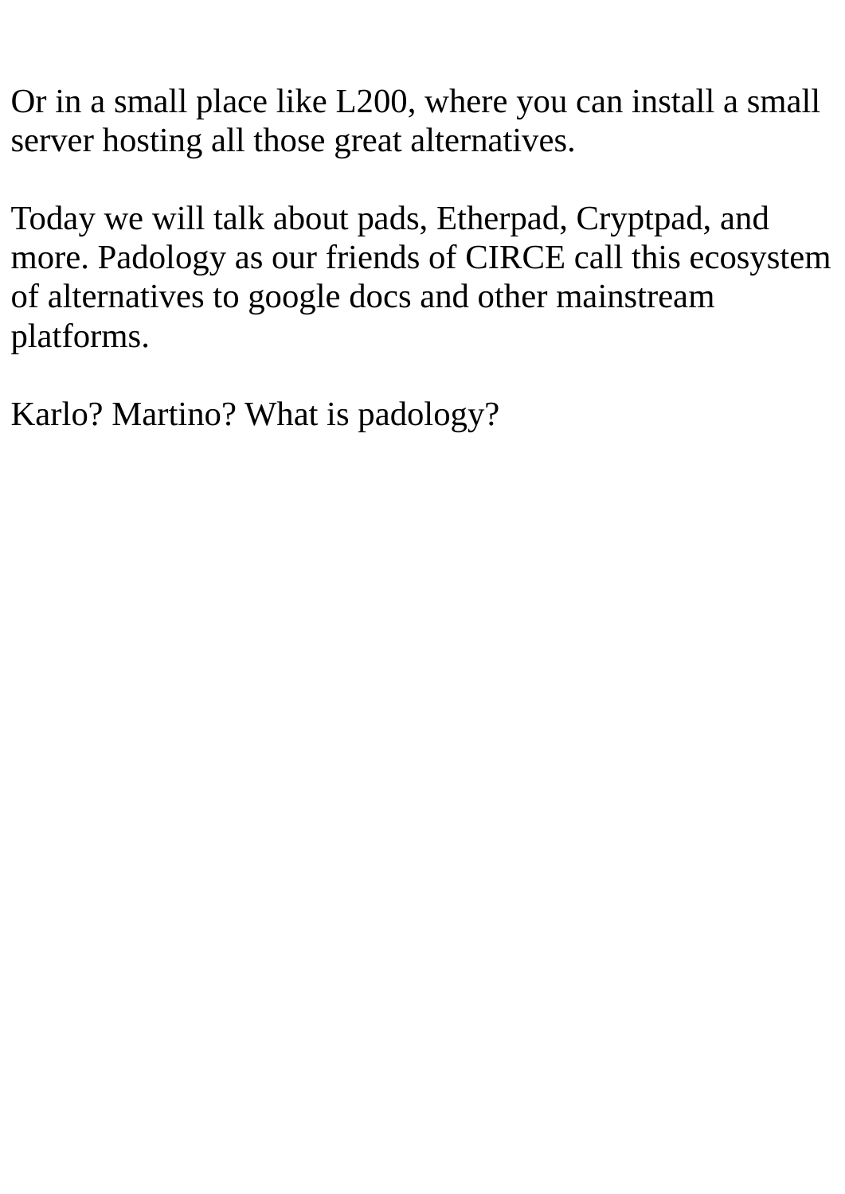Or in a small place like L200, where you can install a small server hosting all those great alternatives.

Today we will talk about pads, Etherpad, Cryptpad, and more. Padology as our friends of CIRCE call this ecosystem of alternatives to google docs and other mainstream platforms.

Karlo? Martino? What is padology?